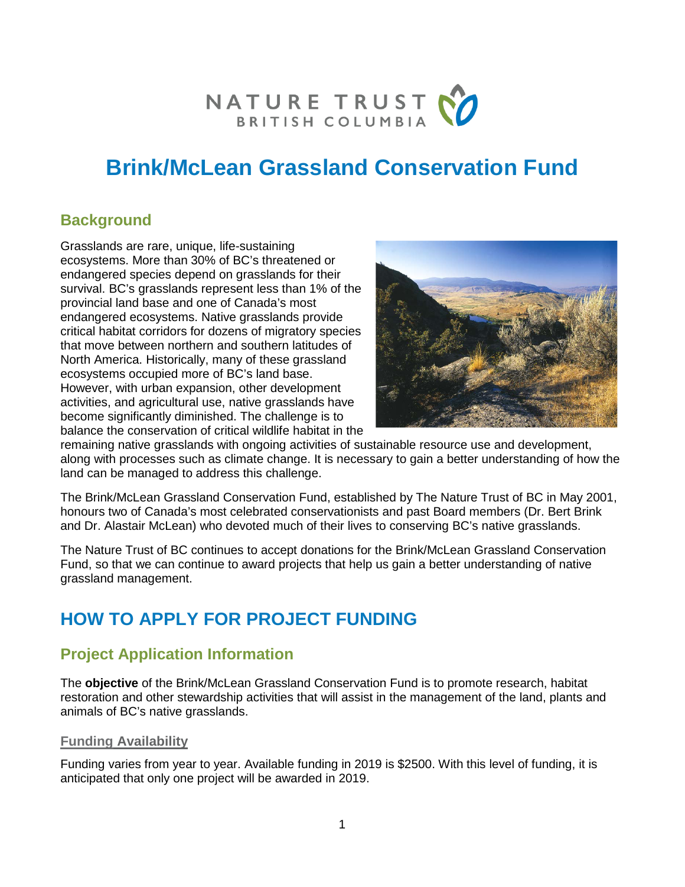NATURE TRUST BRITISH COLUMBIA

# Brink/McLean Grassland Conservation Fund

## Background

Grasslands are rare, unique, life-sustaining ecosystems. More than 30% of BC's threatened or endangered species depend on grasslands for their survival. BC's grasslands represent less than 1% of the provincial land base and one of Canada's most endangered ecosystems. Native grasslands provide critical habitat corridors for dozens of migratory species that move between northern and southern latitudes of North America. Historically, many of these grassland ecosystems occupied more of BC's land base. However, with urban expansion, other development activities, and agricultural use, native grasslands have become significantly diminished. The challenge is to balance the conservation of critical wildlife habitat in the remaining native grasslands with ongoing activities of sustainable resource use and development, along with processes such as climate change. It is necessary to gain a better understanding of how the land can be managed to address this challenge.

The Brink/McLean Grassland Conservation Fund, established by The Nature Trust of BC in May 2001, honours two of Canada's most celebrated conservationists and past Board members (Dr. Bert Brink and Dr. Alastair McLean) who devoted much of their lives to conserving BC's native grasslands.

The Nature Trust of BC continues to accept donations for the Brink/McLean Grassland Conservation Fund, so that we can continue to award projects that help us gain a better understanding of native grassland management.

# HOW TO APPLY FOR PROJECT FUNDING

## Project Application Information

The **objective** of the Brink/McLean Grassland Conservation Fund is to promote research, habitat restoration and other stewardship activities that will assist in the management of the land, plants and animals of BC's native grasslands.

### Funding Availability

Funding varies from year to year. Available funding in 2019 is $2500. With this level of funding, it is anticipated that only one project will be awarded in 2019.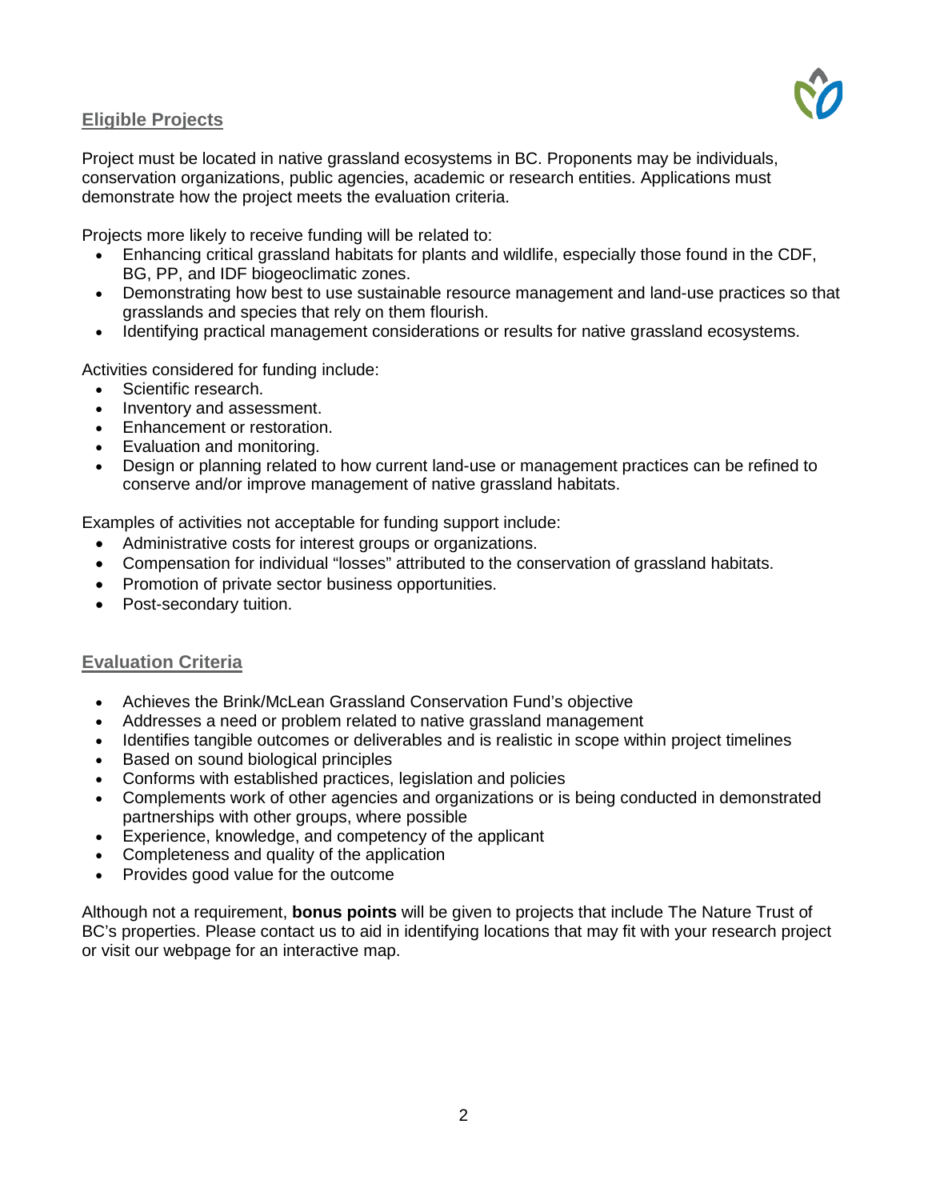## Eligible Projects

Project must be located in native grassland ecosystems in BC. Proponents may be individuals, conservation organizations, public agencies, academic or research entities. Applications must demonstrate how the project meets the evaluation criteria.

Projects more likely to receive funding will be related to:

- Enhancing critical grassland habitats for plants and wildlife, especially those found in the CDF, BG, PP, and IDF biogeoclimatic zones.
- Demonstrating how best to use sustainable resource management and land-use practices so that grasslands and species that rely on them flourish.
- Identifying practical management considerations or results for native grassland ecosystems.

Activities considered for funding include:

- Scientific research.
- Inventory and assessment.
- Enhancement or restoration.
- Evaluation and monitoring.
- Design or planning related to how current land-use or management practices can be refined to conserve and/or improve management of native grassland habitats.

Examples of activities not acceptable for funding support include:

- Administrative costs for interest groups or organizations.
- Compensation for individual "losses" attributed to the conservation of grassland habitats.
- Promotion of private sector business opportunities.
- Post-secondary tuition.

## Evaluation Criteria

- Achieves the Brink/McLean Grassland Conservation Fund's objective
- Addresses a need or problem related to native grassland management
- Identifies tangible outcomes or deliverables and is realistic in scope within project timelines
- Based on sound biological principles
- Conforms with established practices, legislation and policies
- Complements work of other agencies and organizations or is being conducted in demonstrated partnerships with other groups, where possible
- Experience, knowledge, and competency of the applicant
- Completeness and quality of the application
- Provides good value for the outcome

Although not a requirement, **bonus points** will be given to projects that include The Nature Trust of BC's properties. Please contact us to aid in identifying locations that may fit with your research project or visit our webpage for an interactive map.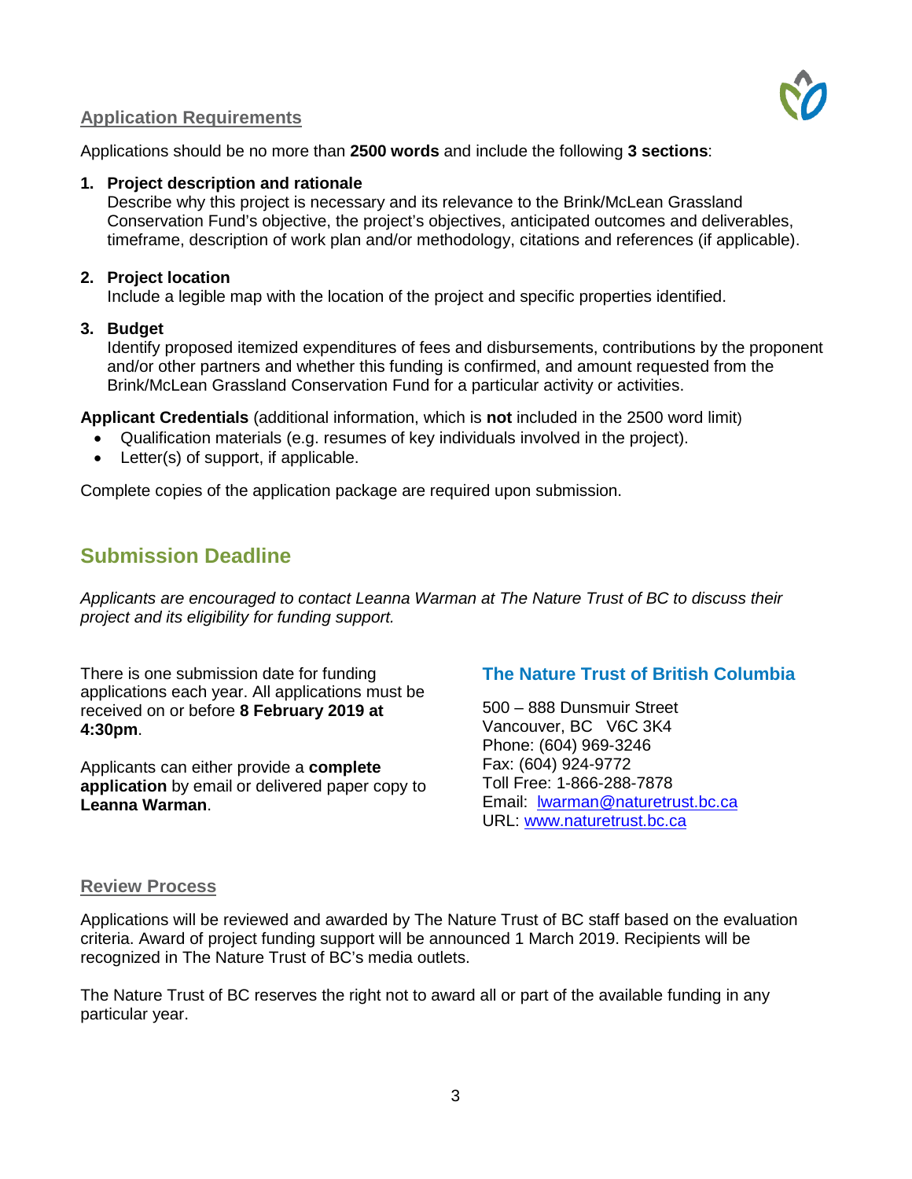### Application Requirements

Applications should be no more than **2500 words** and include the following **3 sections**:

1. **Project description and rationale**
   Describe why this project is necessary and its relevance to the Brink/McLean Grassland Conservation Fund's objective, the project's objectives, anticipated outcomes and deliverables, timeframe, description of work plan and/or methodology, citations and references (if applicable).

2. **Project location**
   Include a legible map with the location of the project and specific properties identified.

3. **Budget**
   Identify proposed itemized expenditures of fees and disbursements, contributions by the proponent and/or other partners and whether this funding is confirmed, and amount requested from the Brink/McLean Grassland Conservation Fund for a particular activity or activities.

**Applicant Credentials** (additional information, which is **not** included in the 2500 word limit)

- Qualification materials (e.g. resumes of key individuals involved in the project).
- Letter(s) of support, if applicable.

Complete copies of the application package are required upon submission.

## Submission Deadline

*Applicants are encouraged to contact Leanna Warman at The Nature Trust of BC to discuss their project and its eligibility for funding support.*

There is one submission date for funding applications each year. All applications must be received on or before **8 February 2019 at 4:30pm**.

Applicants can either provide a **complete application** by email or delivered paper copy to **Leanna Warman**.

### The Nature Trust of British Columbia

500 – 888 Dunsmuir Street
Vancouver, BC V6C 3K4
Phone: (604) 969-3246
Fax: (604) 924-9772
Toll Free: 1-866-288-7878
Email: lwarman@naturetrust.bc.ca
URL: www.naturetrust.bc.ca

### Review Process

Applications will be reviewed and awarded by The Nature Trust of BC staff based on the evaluation criteria. Award of project funding support will be announced 1 March 2019. Recipients will be recognized in The Nature Trust of BC's media outlets.

The Nature Trust of BC reserves the right not to award all or part of the available funding in any particular year.